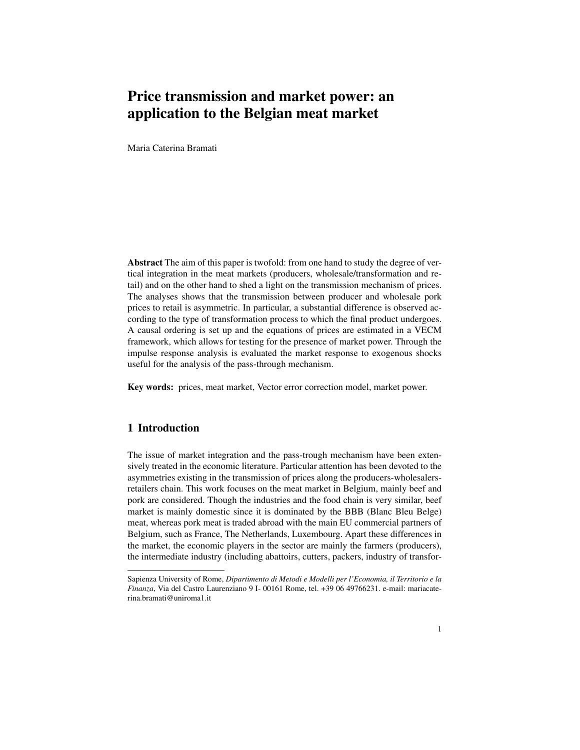# Price transmission and market power: an application to the Belgian meat market

Maria Caterina Bramati

**Abstract** The aim of this paper is twofold: from one hand to study the degree of vertical integration in the meat markets (producers, wholesale/transformation and retail) and on the other hand to shed a light on the transmission mechanism of prices. The analyses shows that the transmission between producer and wholesale pork prices to retail is asymmetric. In particular, a substantial difference is observed according to the type of transformation process to which the final product undergoes. A causal ordering is set up and the equations of prices are estimated in a VECM framework, which allows for testing for the presence of market power. Through the impulse response analysis is evaluated the market response to exogenous shocks useful for the analysis of the pass-through mechanism.

**Key words:** prices, meat market, Vector error correction model, market power.

## 1 Introduction

The issue of market integration and the pass-trough mechanism have been extensively treated in the economic literature. Particular attention has been devoted to the asymmetries existing in the transmission of prices along the producers-wholesalers-retailers chain. This work focuses on the meat market in Belgium, mainly beef and pork are considered. Though the industries and the food chain is very similar, beef market is mainly domestic since it is dominated by the BBB (Blanc Bleu Belge) meat, whereas pork meat is traded abroad with the main EU commercial partners of Belgium, such as France, The Netherlands, Luxembourg. Apart these differences in the market, the economic players in the sector are mainly the farmers (producers), the intermediate industry (including abattoirs, cutters, packers, industry of transfor-

---

Sapienza University of Rome, *Dipartimento di Metodi e Modelli per l'Economia, il Territorio e la Finanza*, Via del Castro Laurenziano 9 I- 00161 Rome, tel. +39 06 49766231. e-mail: mariacaterina.bramati@uniroma1.it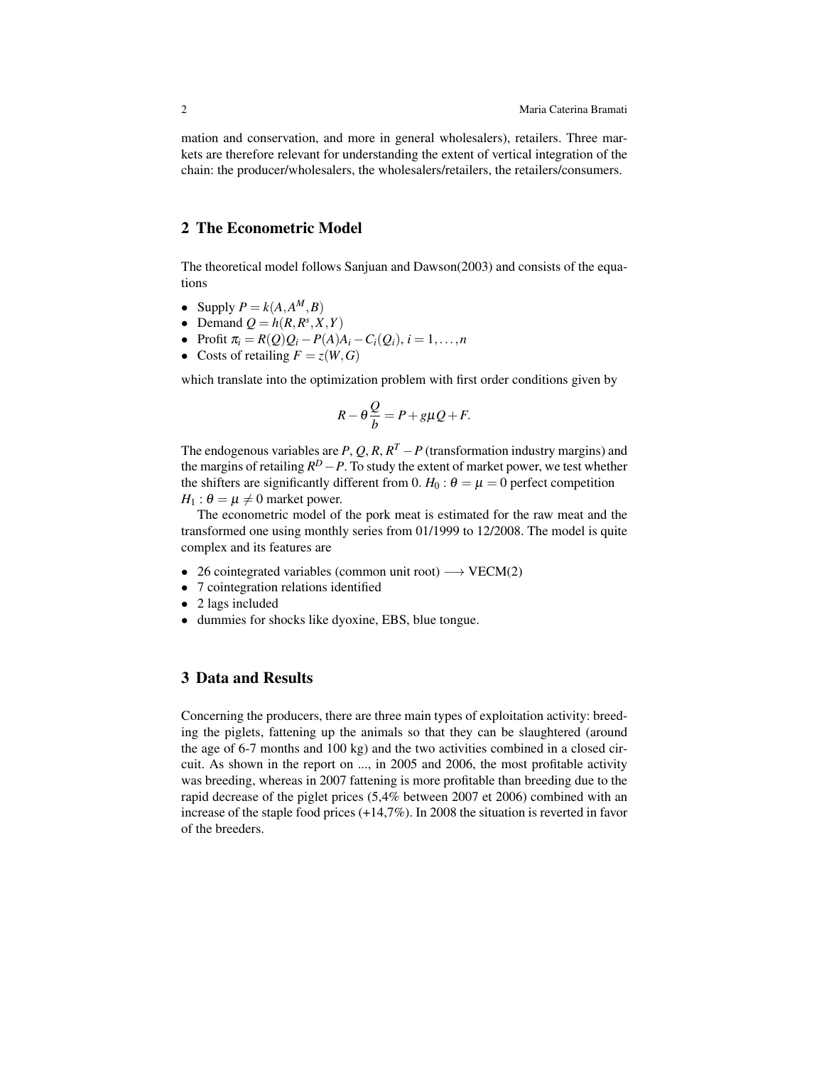mation and conservation, and more in general wholesalers), retailers. Three markets are therefore relevant for understanding the extent of vertical integration of the chain: the producer/wholesalers, the wholesalers/retailers, the retailers/consumers.

## 2 The Econometric Model

The theoretical model follows Sanjuan and Dawson(2003) and consists of the equations

- Supply $P = k(A, A^M, B)$
- Demand $Q = h(R, R^s, X, Y)$
- Profit $\pi_i = R(Q)Q_i - P(A)A_i - C_i(Q_i)$, $i = 1, \ldots, n$
- Costs of retailing $F = z(W, G)$

which translate into the optimization problem with first order conditions given by

$$R - \theta \frac{Q}{b} = P + g\mu Q + F.$$

The endogenous variables are $P$, $Q$, $R$, $R^T - P$ (transformation industry margins) and the margins of retailing $R^D - P$. To study the extent of market power, we test whether the shifters are significantly different from 0. $H_0 : \theta = \mu = 0$ perfect competition $H_1 : \theta = \mu \neq 0$ market power.

The econometric model of the pork meat is estimated for the raw meat and the transformed one using monthly series from 01/1999 to 12/2008. The model is quite complex and its features are

- 26 cointegrated variables (common unit root) $\longrightarrow$ VECM(2)
- 7 cointegration relations identified
- 2 lags included
- dummies for shocks like dyoxine, EBS, blue tongue.

## 3 Data and Results

Concerning the producers, there are three main types of exploitation activity: breeding the piglets, fattening up the animals so that they can be slaughtered (around the age of 6-7 months and 100 kg) and the two activities combined in a closed circuit. As shown in the report on ..., in 2005 and 2006, the most profitable activity was breeding, whereas in 2007 fattening is more profitable than breeding due to the rapid decrease of the piglet prices (5,4% between 2007 et 2006) combined with an increase of the staple food prices (+14,7%). In 2008 the situation is reverted in favor of the breeders.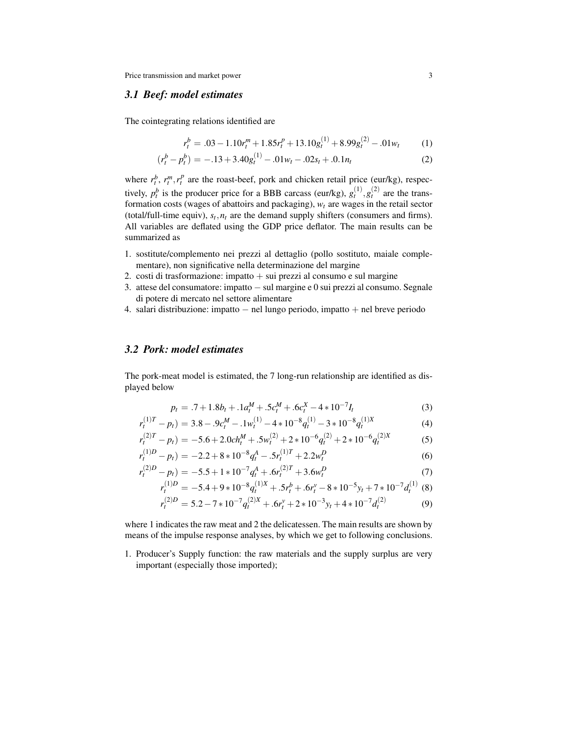### 3.1 Beef: model estimates

The cointegrating relations identified are

$$r_t^b = .03 - 1.10 r_t^m + 1.85 r_t^p + 13.10 g_t^{(1)} + 8.99 g_t^{(2)} - .01 w_t \qquad (1)$$

$$(r_t^b - p_t^b) = -.13 + 3.40 g_t^{(1)} - .01 w_t - .02 s_t + .0.1 n_t \qquad (2)$$

where $r_t^b$, $r_t^m, r_t^p$ are the roast-beef, pork and chicken retail price (eur/kg), respectively, $p_t^b$ is the producer price for a BBB carcass (eur/kg), $g_t^{(1)}, g_t^{(2)}$ are the transformation costs (wages of abattoirs and packaging), $w_t$ are wages in the retail sector (total/full-time equiv), $s_t, n_t$ are the demand supply shifters (consumers and firms). All variables are deflated using the GDP price deflator. The main results can be summarized as

1. sostitute/complemento nei prezzi al dettaglio (pollo sostituto, maiale complementare), non significative nella determinazione del margine
2. costi di trasformazione: impatto + sui prezzi al consumo e sul margine
3. attese del consumatore: impatto − sul margine e 0 sui prezzi al consumo. Segnale di potere di mercato nel settore alimentare
4. salari distribuzione: impatto − nel lungo periodo, impatto + nel breve periodo

### 3.2 Pork: model estimates

The pork-meat model is estimated, the 7 long-run relationship are identified as displayed below

$$p_t = .7 + 1.8 b_t + .1 a_t^M + .5 c_t^M + .6 c_t^X - 4 * 10^{-7} I_t \qquad (3)$$

$$r_t^{(1)T} - p_t) = 3.8 - .9 c_t^M - .1 w_t^{(1)} - 4 * 10^{-8} q_t^{(1)} - 3 * 10^{-8} q_t^{(1)X} \qquad (4)$$

$$r_t^{(2)T} - p_t) = -5.6 + 2.0 ch_t^M + .5 w_t^{(2)} + 2 * 10^{-6} q_t^{(2)} + 2 * 10^{-6} q_t^{(2)X} \qquad (5)$$

$$r_t^{(1)D} - p_t) = -2.2 + 8 * 10^{-8} q_t^A - .5 r_t^{(1)T} + 2.2 w_t^D \qquad (6)$$

$$r_t^{(2)D} - p_t) = -5.5 + 1 * 10^{-7} q_t^A + .6 r_t^{(2)T} + 3.6 w_t^D \qquad (7)$$

$$r_t^{(1)D} = -5.4 + 9 * 10^{-8} q_t^{(1)X} + .5 r_t^b + .6 r_t^v - 8 * 10^{-5} y_t + 7 * 10^{-7} d_t^{(1)} \qquad (8)$$

$$r_t^{(2)D} = 5.2 - 7 * 10^{-7} q_t^{(2)X} + .6 r_t^v + 2 * 10^{-3} y_t + 4 * 10^{-7} d_t^{(2)} \qquad (9)$$

where 1 indicates the raw meat and 2 the delicatessen. The main results are shown by means of the impulse response analyses, by which we get to following conclusions.

1. Producer's Supply function: the raw materials and the supply surplus are very important (especially those imported);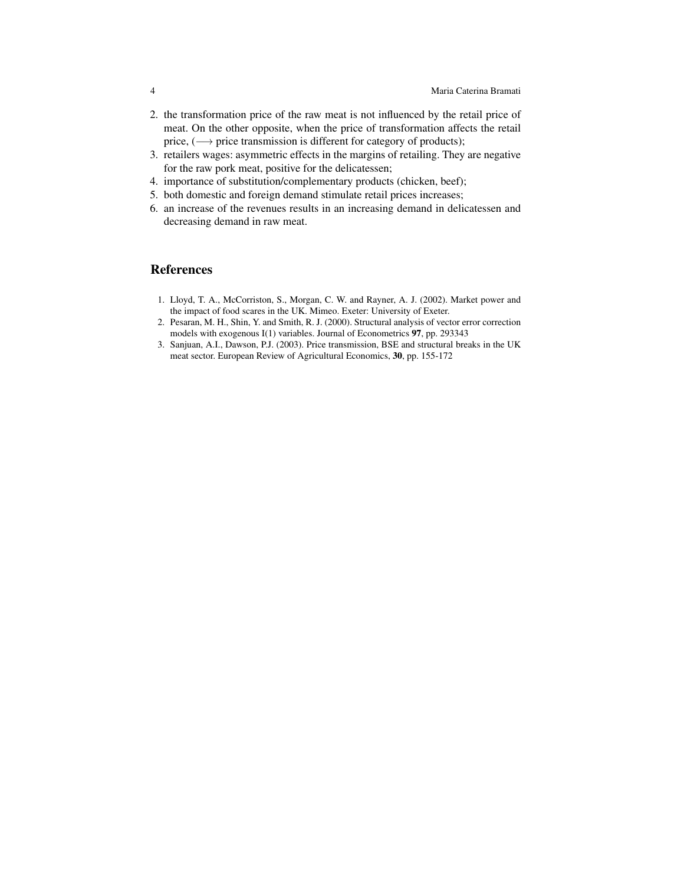2. the transformation price of the raw meat is not influenced by the retail price of meat. On the other opposite, when the price of transformation affects the retail price, ($\longrightarrow$ price transmission is different for category of products);
3. retailers wages: asymmetric effects in the margins of retailing. They are negative for the raw pork meat, positive for the delicatessen;
4. importance of substitution/complementary products (chicken, beef);
5. both domestic and foreign demand stimulate retail prices increases;
6. an increase of the revenues results in an increasing demand in delicatessen and decreasing demand in raw meat.

## References

1. Lloyd, T. A., McCorriston, S., Morgan, C. W. and Rayner, A. J. (2002). Market power and the impact of food scares in the UK. Mimeo. Exeter: University of Exeter.
2. Pesaran, M. H., Shin, Y. and Smith, R. J. (2000). Structural analysis of vector error correction models with exogenous I(1) variables. Journal of Econometrics **97**, pp. 293343
3. Sanjuan, A.I., Dawson, P.J. (2003). Price transmission, BSE and structural breaks in the UK meat sector. European Review of Agricultural Economics, **30**, pp. 155-172